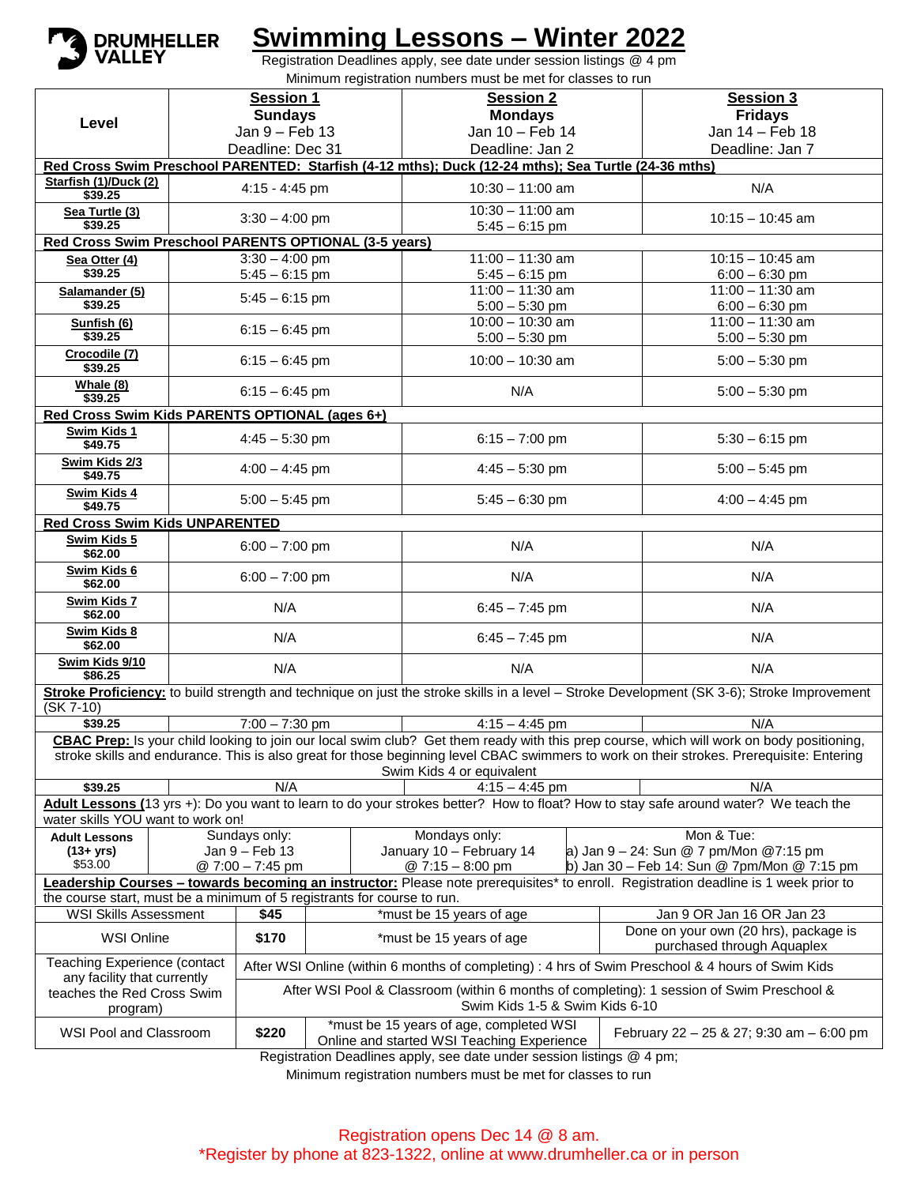DRUMHELLER VALLEY

# Swimming Lessons – Winter 2022

Registration Deadlines apply, see date under session listings @ 4 pm

Minimum registration numbers must be met for classes to run

| Level | Session 1 Sundays Jan 9 – Feb 13 Deadline: Dec 31 | Session 2 Mondays Jan 10 – Feb 14 Deadline: Jan 2 | Session 3 Fridays Jan 14 – Feb 18 Deadline: Jan 7 |
|---|---|---|---|
| **Red Cross Swim Preschool PARENTED: Starfish (4-12 mths); Duck (12-24 mths); Sea Turtle (24-36 mths)** | | | |
| **Starfish (1)/Duck (2)** $39.25 | 4:15 - 4:45 pm | 10:30 – 11:00 am | N/A |
| **Sea Turtle (3)** $39.25 | 3:30 – 4:00 pm | 10:30 – 11:00 am<br>5:45 – 6:15 pm | 10:15 – 10:45 am |
| **Red Cross Swim Preschool PARENTS OPTIONAL (3-5 years)** | | | |
| **Sea Otter (4)** $39.25 | 3:30 – 4:00 pm<br>5:45 – 6:15 pm | 11:00 – 11:30 am<br>5:45 – 6:15 pm | 10:15 – 10:45 am<br>6:00 – 6:30 pm |
| **Salamander (5)** $39.25 | 5:45 – 6:15 pm | 11:00 – 11:30 am<br>5:00 – 5:30 pm | 11:00 – 11:30 am<br>6:00 – 6:30 pm |
| **Sunfish (6)** $39.25 | 6:15 – 6:45 pm | 10:00 – 10:30 am<br>5:00 – 5:30 pm | 11:00 – 11:30 am<br>5:00 – 5:30 pm |
| **Crocodile (7)** $39.25 | 6:15 – 6:45 pm | 10:00 – 10:30 am | 5:00 – 5:30 pm |
| **Whale (8)** $39.25 | 6:15 – 6:45 pm | N/A | 5:00 – 5:30 pm |
| **Red Cross Swim Kids PARENTS OPTIONAL (ages 6+)** | | | |
| **Swim Kids 1** $49.75 | 4:45 – 5:30 pm | 6:15 – 7:00 pm | 5:30 – 6:15 pm |
| **Swim Kids 2/3** $49.75 | 4:00 – 4:45 pm | 4:45 – 5:30 pm | 5:00 – 5:45 pm |
| **Swim Kids 4** $49.75 | 5:00 – 5:45 pm | 5:45 – 6:30 pm | 4:00 – 4:45 pm |
| **Red Cross Swim Kids UNPARENTED** | | | |
| **Swim Kids 5** $62.00 | 6:00 – 7:00 pm | N/A | N/A |
| **Swim Kids 6** $62.00 | 6:00 – 7:00 pm | N/A | N/A |
| **Swim Kids 7** $62.00 | N/A | 6:45 – 7:45 pm | N/A |
| **Swim Kids 8** $62.00 | N/A | 6:45 – 7:45 pm | N/A |
| **Swim Kids 9/10** $86.25 | N/A | N/A | N/A |
| **Stroke Proficiency:** to build strength and technique on just the stroke skills in a level – Stroke Development (SK 3-6); Stroke Improvement (SK 7-10) | | | |
| $39.25 | 7:00 – 7:30 pm | 4:15 – 4:45 pm | N/A |
| **CBAC Prep:** Is your child looking to join our local swim club? Get them ready with this prep course, which will work on body positioning, stroke skills and endurance. This is also great for those beginning level CBAC swimmers to work on their strokes. Prerequisite: Entering Swim Kids 4 or equivalent | | | |
| $39.25 | N/A | 4:15 – 4:45 pm | N/A |
| **Adult Lessons** (13 yrs +): Do you want to learn to do your strokes better? How to float? How to stay safe around water? We teach the water skills YOU want to work on! | | | |
| **Adult Lessons (13+ yrs)** $53.00 | Sundays only:<br>Jan 9 – Feb 13<br>@ 7:00 – 7:45 pm | Mondays only:<br>January 10 – February 14<br>@ 7:15 – 8:00 pm | Mon & Tue:<br>a) Jan 9 – 24: Sun @ 7 pm/Mon @7:15 pm<br>b) Jan 30 – Feb 14: Sun @ 7pm/Mon @ 7:15 pm |

**Leadership Courses – towards becoming an instructor:** Please note prerequisites* to enroll. Registration deadline is 1 week prior to the course start, must be a minimum of 5 registrants for course to run.

| Course | Cost | Prerequisite | Dates |
|---|---|---|---|
| WSI Skills Assessment | $45 | *must be 15 years of age | Jan 9 OR Jan 16 OR Jan 23 |
| WSI Online | $170 | *must be 15 years of age | Done on your own (20 hrs), package is purchased through Aquaplex |
| Teaching Experience (contact any facility that currently teaches the Red Cross Swim program) | After WSI Online (within 6 months of completing) : 4 hrs of Swim Preschool & 4 hours of Swim Kids | | |
| | After WSI Pool & Classroom (within 6 months of completing): 1 session of Swim Preschool & Swim Kids 1-5 & Swim Kids 6-10 | | |
| WSI Pool and Classroom | $220 | *must be 15 years of age, completed WSI Online and started WSI Teaching Experience | February 22 – 25 & 27; 9:30 am – 6:00 pm |

Registration Deadlines apply, see date under session listings @ 4 pm;

Minimum registration numbers must be met for classes to run

Registration opens Dec 14 @ 8 am.

*Register by phone at 823-1322, online at www.drumheller.ca or in person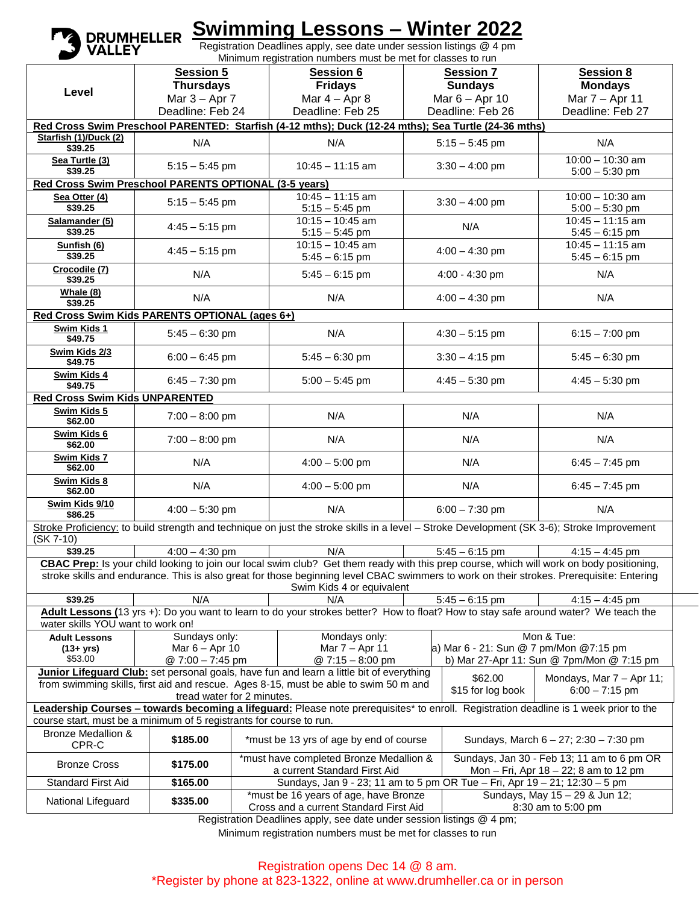DRUMHELLER VALLEY

# Swimming Lessons – Winter 2022

Registration Deadlines apply, see date under session listings @ 4 pm
Minimum registration numbers must be met for classes to run

| Level | Session 5 Thursdays Mar 3 – Apr 7 Deadline: Feb 24 | Session 6 Fridays Mar 4 – Apr 8 Deadline: Feb 25 | Session 7 Sundays Mar 6 – Apr 10 Deadline: Feb 26 | Session 8 Mondays Mar 7 – Apr 11 Deadline: Feb 27 |
|---|---|---|---|---|
| **Red Cross Swim Preschool PARENTED: Starfish (4-12 mths); Duck (12-24 mths); Sea Turtle (24-36 mths)** | | | | |
| Starfish (1)/Duck (2) $39.25 | N/A | N/A | 5:15 – 5:45 pm | N/A |
| Sea Turtle (3) $39.25 | 5:15 – 5:45 pm | 10:45 – 11:15 am | 3:30 – 4:00 pm | 10:00 – 10:30 am 5:00 – 5:30 pm |
| **Red Cross Swim Preschool PARENTS OPTIONAL (3-5 years)** | | | | |
| Sea Otter (4) $39.25 | 5:15 – 5:45 pm | 10:45 – 11:15 am 5:15 – 5:45 pm | 3:30 – 4:00 pm | 10:00 – 10:30 am 5:00 – 5:30 pm |
| Salamander (5) $39.25 | 4:45 – 5:15 pm | 10:15 – 10:45 am 5:15 – 5:45 pm | N/A | 10:45 – 11:15 am 5:45 – 6:15 pm |
| Sunfish (6) $39.25 | 4:45 – 5:15 pm | 10:15 – 10:45 am 5:45 – 6:15 pm | 4:00 – 4:30 pm | 10:45 – 11:15 am 5:45 – 6:15 pm |
| Crocodile (7) $39.25 | N/A | 5:45 – 6:15 pm | 4:00 - 4:30 pm | N/A |
| Whale (8) $39.25 | N/A | N/A | 4:00 – 4:30 pm | N/A |
| **Red Cross Swim Kids PARENTS OPTIONAL (ages 6+)** | | | | |
| Swim Kids 1 $49.75 | 5:45 – 6:30 pm | N/A | 4:30 – 5:15 pm | 6:15 – 7:00 pm |
| Swim Kids 2/3 $49.75 | 6:00 – 6:45 pm | 5:45 – 6:30 pm | 3:30 – 4:15 pm | 5:45 – 6:30 pm |
| Swim Kids 4 $49.75 | 6:45 – 7:30 pm | 5:00 – 5:45 pm | 4:45 – 5:30 pm | 4:45 – 5:30 pm |
| **Red Cross Swim Kids UNPARENTED** | | | | |
| Swim Kids 5 $62.00 | 7:00 – 8:00 pm | N/A | N/A | N/A |
| Swim Kids 6 $62.00 | 7:00 – 8:00 pm | N/A | N/A | N/A |
| Swim Kids 7 $62.00 | N/A | 4:00 – 5:00 pm | N/A | 6:45 – 7:45 pm |
| Swim Kids 8 $62.00 | N/A | 4:00 – 5:00 pm | N/A | 6:45 – 7:45 pm |
| Swim Kids 9/10 $86.25 | 4:00 – 5:30 pm | N/A | 6:00 – 7:30 pm | N/A |
| Stroke Proficiency: to build strength and technique on just the stroke skills in a level – Stroke Development (SK 3-6); Stroke Improvement (SK 7-10) | | | | |
| $39.25 | 4:00 – 4:30 pm | N/A | 5:45 – 6:15 pm | 4:15 – 4:45 pm |
| **CBAC Prep:** Is your child looking to join our local swim club? Get them ready with this prep course, which will work on body positioning, stroke skills and endurance. This is also great for those beginning level CBAC swimmers to work on their strokes. Prerequisite: Entering Swim Kids 4 or equivalent | | | | |
| $39.25 | N/A | N/A | 5:45 – 6:15 pm | 4:15 – 4:45 pm |
| **Adult Lessons** (13 yrs +): Do you want to learn to do your strokes better? How to float? How to stay safe around water? We teach the water skills YOU want to work on! | | | | |
| **Adult Lessons (13+ yrs)** $53.00 | Sundays only: Mar 6 – Apr 10 @ 7:00 – 7:45 pm | Mondays only: Mar 7 – Apr 11 @ 7:15 – 8:00 pm | Mon & Tue: a) Mar 6 - 21: Sun @ 7 pm/Mon @7:15 pm b) Mar 27-Apr 11: Sun @ 7pm/Mon @ 7:15 pm | |
| **Junior Lifeguard Club:** set personal goals, have fun and learn a little bit of everything from swimming skills, first aid and rescue. Ages 8-15, must be able to swim 50 m and tread water for 2 minutes. | | | $62.00 $15 for log book | Mondays, Mar 7 – Apr 11; 6:00 – 7:15 pm |

**Leadership Courses – towards becoming a lifeguard:** Please note prerequisites* to enroll. Registration deadline is 1 week prior to the course start, must be a minimum of 5 registrants for course to run.

| | | | |
|---|---|---|---|
| Bronze Medallion & CPR-C | **$185.00** | *must be 13 yrs of age by end of course | Sundays, March 6 – 27; 2:30 – 7:30 pm |
| Bronze Cross | **$175.00** | *must have completed Bronze Medallion & a current Standard First Aid | Sundays, Jan 30 - Feb 13; 11 am to 6 pm OR Mon – Fri, Apr 18 – 22; 8 am to 12 pm |
| Standard First Aid | **$165.00** | Sundays, Jan 9 - 23; 11 am to 5 pm OR Tue – Fri, Apr 19 – 21; 12:30 – 5 pm | |
| National Lifeguard | **$335.00** | *must be 16 years of age, have Bronze Cross and a current Standard First Aid | Sundays, May 15 – 29 & Jun 12; 8:30 am to 5:00 pm |

Registration Deadlines apply, see date under session listings @ 4 pm;
Minimum registration numbers must be met for classes to run

Registration opens Dec 14 @ 8 am.
*Register by phone at 823-1322, online at www.drumheller.ca or in person